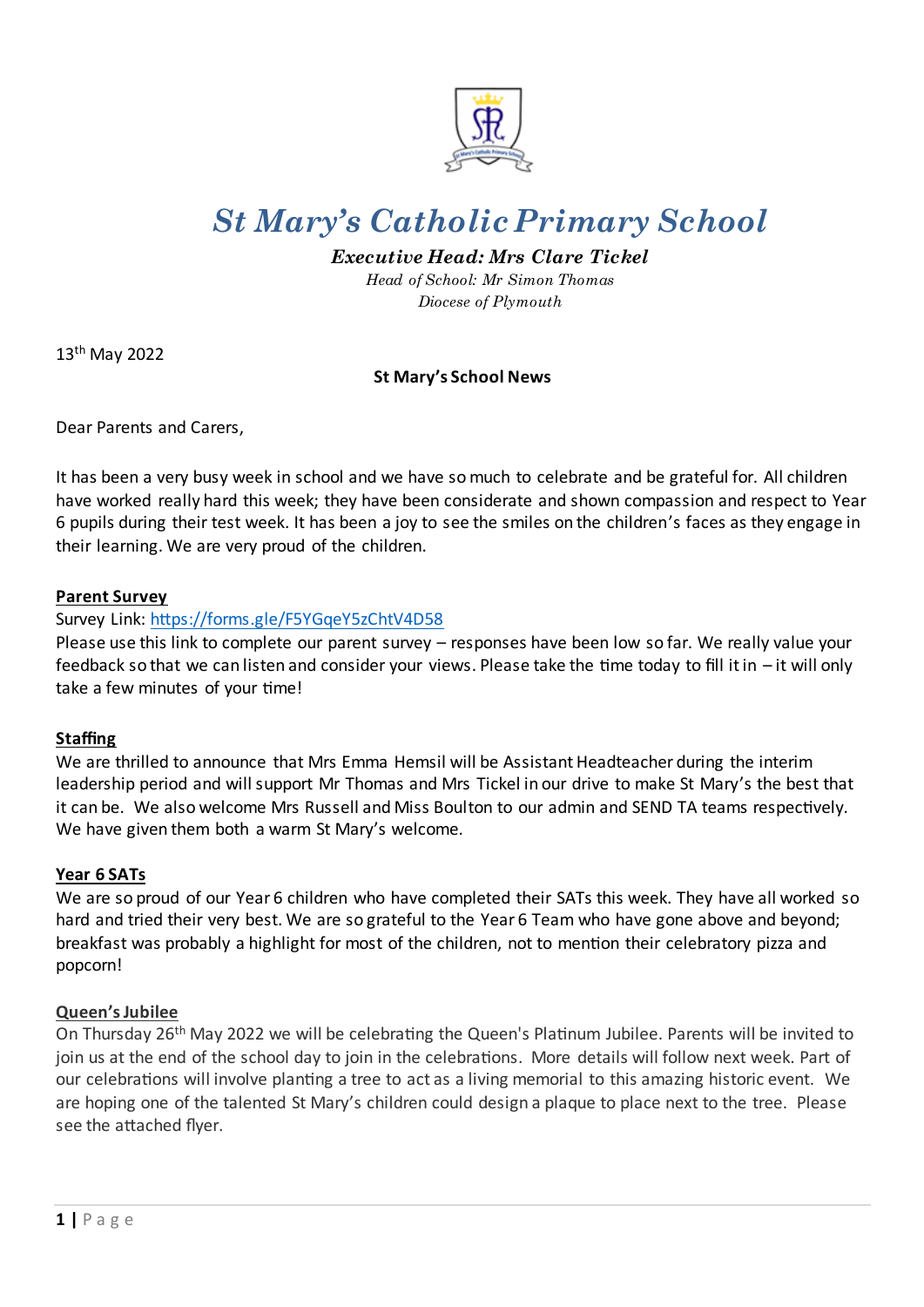# *St Mary's Catholic Primary School*

***Executive Head: Mrs Clare Tickel***

*Head of School: Mr Simon Thomas*

*Diocese of Plymouth*

13th May 2022

**St Mary's School News**

Dear Parents and Carers,

It has been a very busy week in school and we have so much to celebrate and be grateful for. All children have worked really hard this week; they have been considerate and shown compassion and respect to Year 6 pupils during their test week. It has been a joy to see the smiles on the children's faces as they engage in their learning. We are very proud of the children.

**Parent Survey**

Survey Link: https://forms.gle/F5YGqeY5zChtV4D58

Please use this link to complete our parent survey – responses have been low so far. We really value your feedback so that we can listen and consider your views. Please take the time today to fill it in – it will only take a few minutes of your time!

**Staffing**

We are thrilled to announce that Mrs Emma Hemsil will be Assistant Headteacher during the interim leadership period and will support Mr Thomas and Mrs Tickel in our drive to make St Mary's the best that it can be. We also welcome Mrs Russell and Miss Boulton to our admin and SEND TA teams respectively. We have given them both a warm St Mary's welcome.

**Year 6 SATs**

We are so proud of our Year 6 children who have completed their SATs this week. They have all worked so hard and tried their very best. We are so grateful to the Year 6 Team who have gone above and beyond; breakfast was probably a highlight for most of the children, not to mention their celebratory pizza and popcorn!

**Queen's Jubilee**

On Thursday 26th May 2022 we will be celebrating the Queen's Platinum Jubilee. Parents will be invited to join us at the end of the school day to join in the celebrations. More details will follow next week. Part of our celebrations will involve planting a tree to act as a living memorial to this amazing historic event. We are hoping one of the talented St Mary's children could design a plaque to place next to the tree. Please see the attached flyer.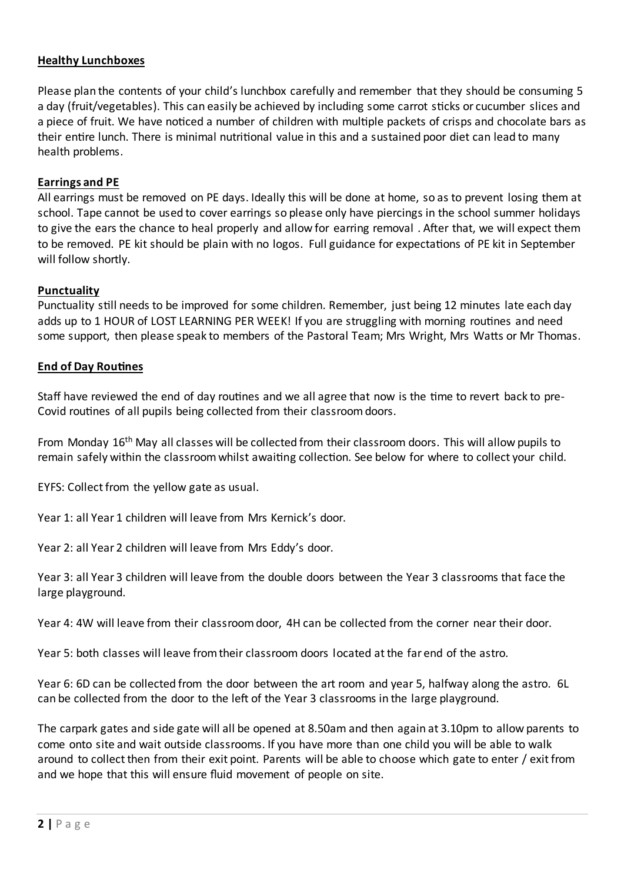## Healthy Lunchboxes

Please plan the contents of your child's lunchbox carefully and remember that they should be consuming 5 a day (fruit/vegetables). This can easily be achieved by including some carrot sticks or cucumber slices and a piece of fruit. We have noticed a number of children with multiple packets of crisps and chocolate bars as their entire lunch. There is minimal nutritional value in this and a sustained poor diet can lead to many health problems.

## Earrings and PE

All earrings must be removed on PE days. Ideally this will be done at home, so as to prevent losing them at school. Tape cannot be used to cover earrings so please only have piercings in the school summer holidays to give the ears the chance to heal properly and allow for earring removal . After that, we will expect them to be removed. PE kit should be plain with no logos. Full guidance for expectations of PE kit in September will follow shortly.

## Punctuality

Punctuality still needs to be improved for some children. Remember, just being 12 minutes late each day adds up to 1 HOUR of LOST LEARNING PER WEEK! If you are struggling with morning routines and need some support, then please speak to members of the Pastoral Team; Mrs Wright, Mrs Watts or Mr Thomas.

## End of Day Routines

Staff have reviewed the end of day routines and we all agree that now is the time to revert back to pre-Covid routines of all pupils being collected from their classroom doors.

From Monday 16th May all classes will be collected from their classroom doors. This will allow pupils to remain safely within the classroom whilst awaiting collection. See below for where to collect your child.

EYFS: Collect from the yellow gate as usual.

Year 1: all Year 1 children will leave from Mrs Kernick's door.

Year 2: all Year 2 children will leave from Mrs Eddy's door.

Year 3: all Year 3 children will leave from the double doors between the Year 3 classrooms that face the large playground.

Year 4: 4W will leave from their classroom door, 4H can be collected from the corner near their door.

Year 5: both classes will leave from their classroom doors located at the far end of the astro.

Year 6: 6D can be collected from the door between the art room and year 5, halfway along the astro. 6L can be collected from the door to the left of the Year 3 classrooms in the large playground.

The carpark gates and side gate will all be opened at 8.50am and then again at 3.10pm to allow parents to come onto site and wait outside classrooms. If you have more than one child you will be able to walk around to collect then from their exit point. Parents will be able to choose which gate to enter / exit from and we hope that this will ensure fluid movement of people on site.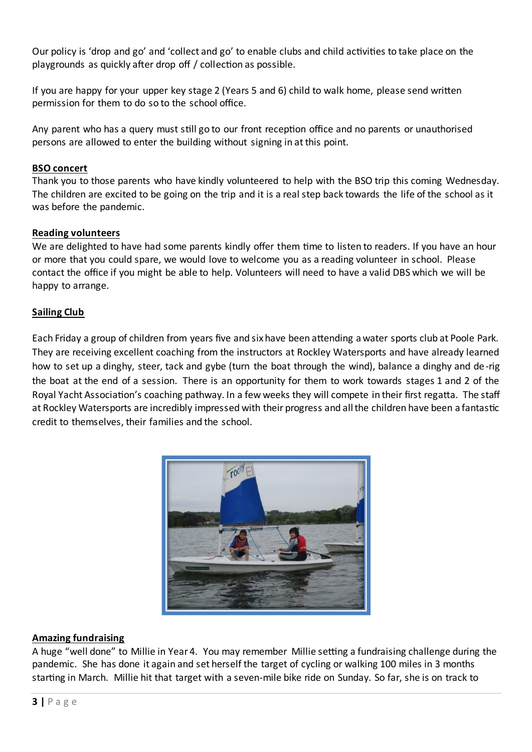Our policy is 'drop and go' and 'collect and go' to enable clubs and child activities to take place on the playgrounds as quickly after drop off / collection as possible.

If you are happy for your upper key stage 2 (Years 5 and 6) child to walk home, please send written permission for them to do so to the school office.

Any parent who has a query must still go to our front reception office and no parents or unauthorised persons are allowed to enter the building without signing in at this point.

**BSO concert**

Thank you to those parents who have kindly volunteered to help with the BSO trip this coming Wednesday. The children are excited to be going on the trip and it is a real step back towards the life of the school as it was before the pandemic.

**Reading volunteers**

We are delighted to have had some parents kindly offer them time to listen to readers. If you have an hour or more that you could spare, we would love to welcome you as a reading volunteer in school. Please contact the office if you might be able to help. Volunteers will need to have a valid DBS which we will be happy to arrange.

**Sailing Club**

Each Friday a group of children from years five and six have been attending a water sports club at Poole Park. They are receiving excellent coaching from the instructors at Rockley Watersports and have already learned how to set up a dinghy, steer, tack and gybe (turn the boat through the wind), balance a dinghy and de-rig the boat at the end of a session. There is an opportunity for them to work towards stages 1 and 2 of the Royal Yacht Association's coaching pathway. In a few weeks they will compete in their first regatta. The staff at Rockley Watersports are incredibly impressed with their progress and all the children have been a fantastic credit to themselves, their families and the school.

**Amazing fundraising**

A huge "well done" to Millie in Year 4. You may remember Millie setting a fundraising challenge during the pandemic. She has done it again and set herself the target of cycling or walking 100 miles in 3 months starting in March. Millie hit that target with a seven-mile bike ride on Sunday. So far, she is on track to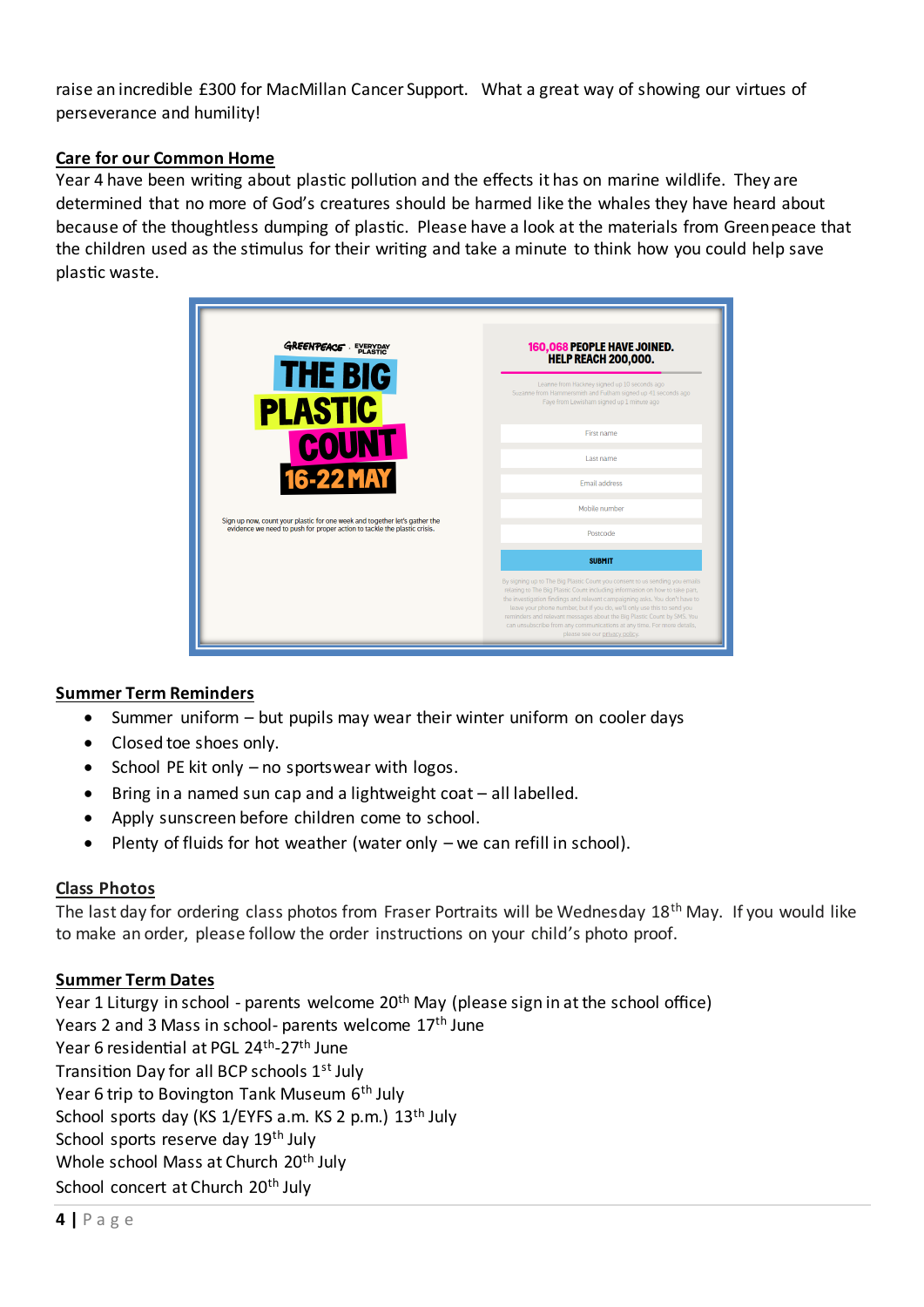raise an incredible £300 for MacMillan Cancer Support. What a great way of showing our virtues of perseverance and humility!

## Care for our Common Home

Year 4 have been writing about plastic pollution and the effects it has on marine wildlife. They are determined that no more of God's creatures should be harmed like the whales they have heard about because of the thoughtless dumping of plastic. Please have a look at the materials from Greenpeace that the children used as the stimulus for their writing and take a minute to think how you could help save plastic waste.

## Summer Term Reminders

- Summer uniform – but pupils may wear their winter uniform on cooler days
- Closed toe shoes only.
- School PE kit only – no sportswear with logos.
- Bring in a named sun cap and a lightweight coat – all labelled.
- Apply sunscreen before children come to school.
- Plenty of fluids for hot weather (water only – we can refill in school).

## Class Photos

The last day for ordering class photos from Fraser Portraits will be Wednesday 18th May. If you would like to make an order, please follow the order instructions on your child's photo proof.

## Summer Term Dates

Year 1 Liturgy in school - parents welcome 20th May (please sign in at the school office)
Years 2 and 3 Mass in school- parents welcome 17th June
Year 6 residential at PGL 24th-27th June
Transition Day for all BCP schools 1st July
Year 6 trip to Bovington Tank Museum 6th July
School sports day (KS 1/EYFS a.m. KS 2 p.m.) 13th July
School sports reserve day 19th July
Whole school Mass at Church 20th July
School concert at Church 20th July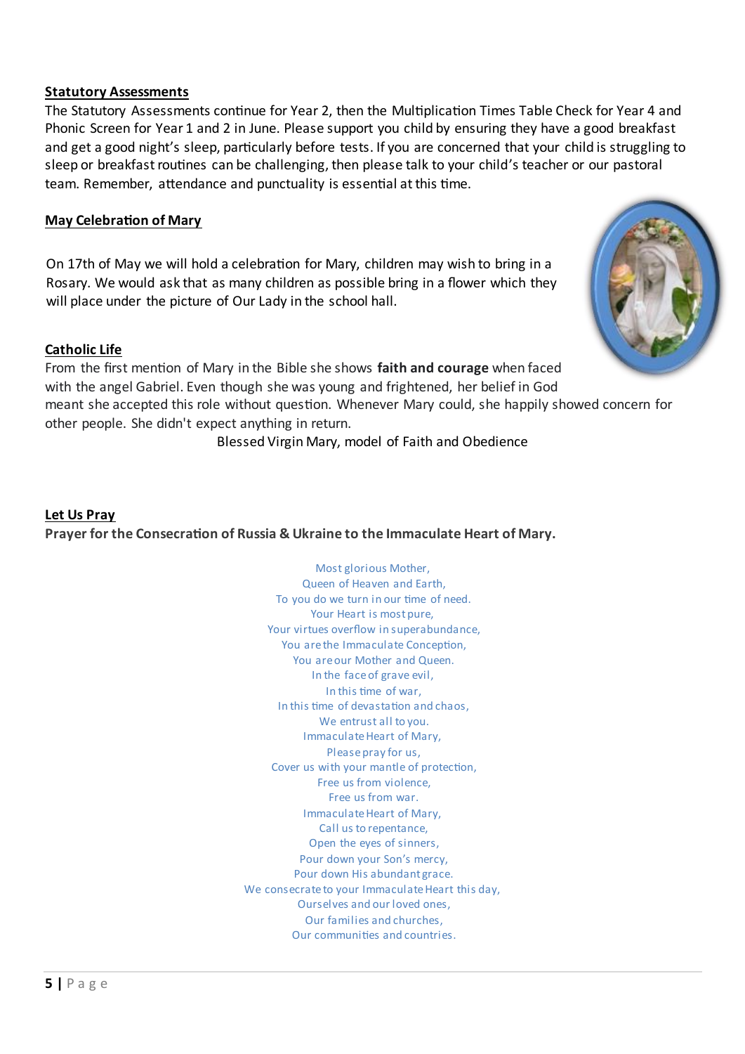## Statutory Assessments

The Statutory Assessments continue for Year 2, then the Multiplication Times Table Check for Year 4 and Phonic Screen for Year 1 and 2 in June. Please support you child by ensuring they have a good breakfast and get a good night's sleep, particularly before tests. If you are concerned that your child is struggling to sleep or breakfast routines can be challenging, then please talk to your child's teacher or our pastoral team. Remember, attendance and punctuality is essential at this time.

## May Celebration of Mary

On 17th of May we will hold a celebration for Mary, children may wish to bring in a Rosary. We would ask that as many children as possible bring in a flower which they will place under the picture of Our Lady in the school hall.

## Catholic Life

From the first mention of Mary in the Bible she shows **faith and courage** when faced with the angel Gabriel. Even though she was young and frightened, her belief in God meant she accepted this role without question. Whenever Mary could, she happily showed concern for other people. She didn't expect anything in return.

Blessed Virgin Mary, model of Faith and Obedience

## Let Us Pray

**Prayer for the Consecration of Russia & Ukraine to the Immaculate Heart of Mary.**

Most glorious Mother,
Queen of Heaven and Earth,
To you do we turn in our time of need.
Your Heart is most pure,
Your virtues overflow in superabundance,
You are the Immaculate Conception,
You are our Mother and Queen.
In the face of grave evil,
In this time of war,
In this time of devastation and chaos,
We entrust all to you.
Immaculate Heart of Mary,
Please pray for us,
Cover us with your mantle of protection,
Free us from violence,
Free us from war.
Immaculate Heart of Mary,
Call us to repentance,
Open the eyes of sinners,
Pour down your Son's mercy,
Pour down His abundant grace.
We consecrate to your Immaculate Heart this day,
Ourselves and our loved ones,
Our families and churches,
Our communities and countries.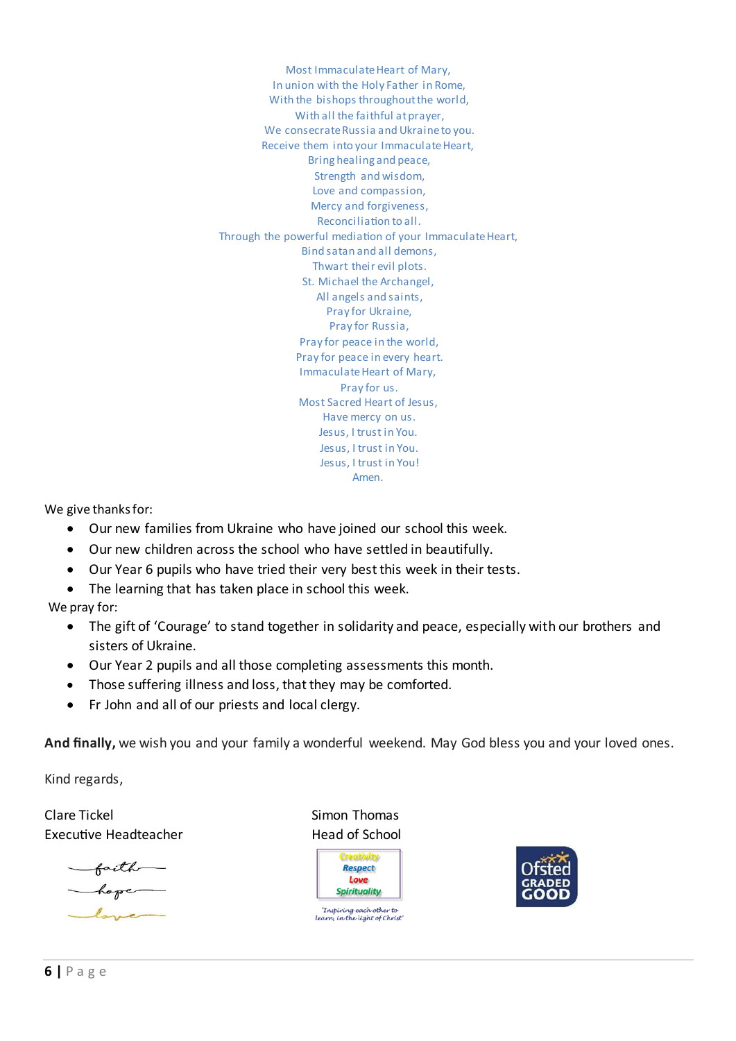Most Immaculate Heart of Mary,
In union with the Holy Father in Rome,
With the bishops throughout the world,
With all the faithful at prayer,
We consecrate Russia and Ukraine to you.
Receive them into your Immaculate Heart,
Bring healing and peace,
Strength and wisdom,
Love and compassion,
Mercy and forgiveness,
Reconciliation to all.
Through the powerful mediation of your Immaculate Heart,
Bind satan and all demons,
Thwart their evil plots.
St. Michael the Archangel,
All angels and saints,
Pray for Ukraine,
Pray for Russia,
Pray for peace in the world,
Pray for peace in every heart.
Immaculate Heart of Mary,
Pray for us.
Most Sacred Heart of Jesus,
Have mercy on us.
Jesus, I trust in You.
Jesus, I trust in You.
Jesus, I trust in You!
Amen.

We give thanks for:

- Our new families from Ukraine who have joined our school this week.
- Our new children across the school who have settled in beautifully.
- Our Year 6 pupils who have tried their very best this week in their tests.
- The learning that has taken place in school this week.

We pray for:

- The gift of 'Courage' to stand together in solidarity and peace, especially with our brothers and sisters of Ukraine.
- Our Year 2 pupils and all those completing assessments this month.
- Those suffering illness and loss, that they may be comforted.
- Fr John and all of our priests and local clergy.

**And finally,** we wish you and your family a wonderful weekend. May God bless you and your loved ones.

Kind regards,

Clare Tickel
Executive Headteacher

Simon Thomas
Head of School

faith
hope
love

Creativity
Respect
Love
Spirituality

'Inspiring each other to learn, in the light of Christ'

Ofsted
GRADED
GOOD